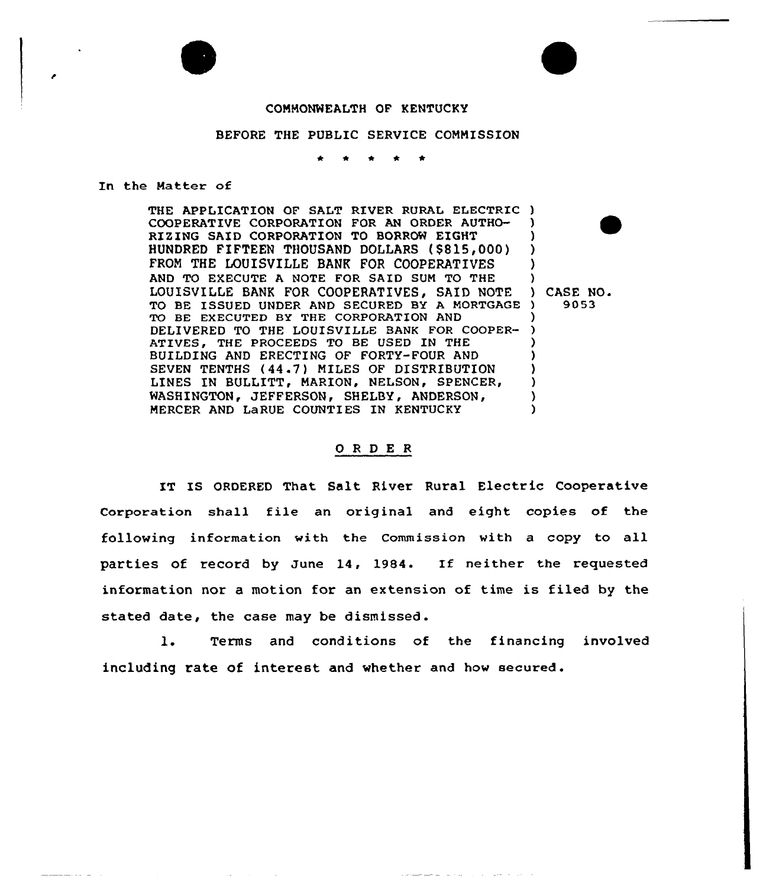COMMONWEALTH OF KENTUCKY

BEFORE THE PUBLIC SERVICE COMMISSION

\* \* \* \* \*

In the Matter of

| | |
|---|---|
| THE APPLICATION OF SALT RIVER RURAL ELECTRIC COOPERATIVE CORPORATION FOR AN ORDER AUTHORIZING SAID CORPORATION TO BORROW EIGHT HUNDRED FIFTEEN THOUSAND DOLLARS ($815,000) FROM THE LOUISVILLE BANK FOR COOPERATIVES AND TO EXECUTE A NOTE FOR SAID SUM TO THE LOUISVILLE BANK FOR COOPERATIVES, SAID NOTE TO BE ISSUED UNDER AND SECURED BY A MORTGAGE TO BE EXECUTED BY THE CORPORATION AND DELIVERED TO THE LOUISVILLE BANK FOR COOPERATIVES, THE PROCEEDS TO BE USED IN THE BUILDING AND ERECTING OF FORTY-FOUR AND SEVEN TENTHS (44.7) MILES OF DISTRIBUTION LINES IN BULLITT, MARION, NELSON, SPENCER, WASHINGTON, JEFFERSON, SHELBY, ANDERSON, MERCER AND LaRUE COUNTIES IN KENTUCKY | CASE NO. 9053 |

## O R D E R

IT IS ORDERED That Salt River Rural Electric Cooperative Corporation shall file an original and eight copies of the following information with the Commission with a copy to all parties of record by June 14, 1984. If neither the requested information nor a motion for an extension of time is filed by the stated date, the case may be dismissed.

1. Terms and conditions of the financing involved including rate of interest and whether and how secured.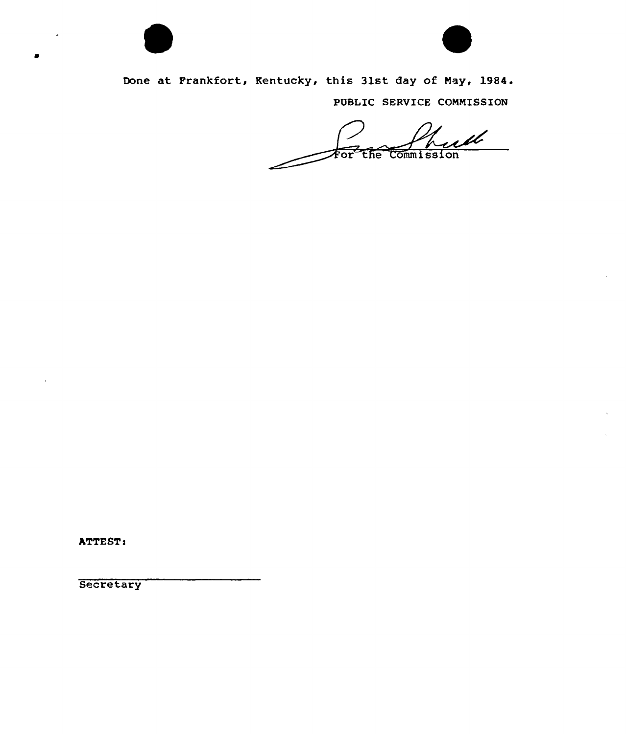Done at Frankfort, Kentucky, this 31st day of May, 1984.

PUBLIC SERVICE COMMISSION

For the Commission

ATTEST:

Secretary